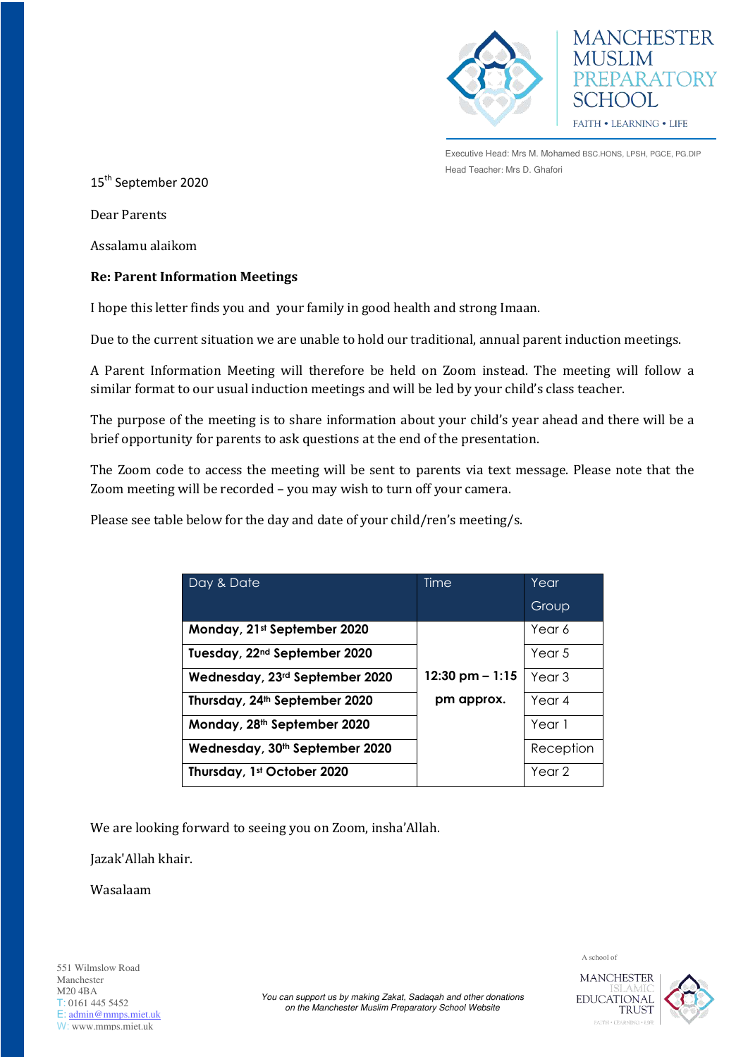MANCHESTER MUSLIM PREPARATORY SCHOOL

FAITH • LEARNING • LIFE

Executive Head: Mrs M. Mohamed BSC.HONS, LPSH, PGCE, PG.DIP

Head Teacher: Mrs D. Ghafori

15th September 2020

Dear Parents

Assalamu alaikom

**Re: Parent Information Meetings**

I hope this letter finds you and your family in good health and strong Imaan.

Due to the current situation we are unable to hold our traditional, annual parent induction meetings.

A Parent Information Meeting will therefore be held on Zoom instead. The meeting will follow a similar format to our usual induction meetings and will be led by your child's class teacher.

The purpose of the meeting is to share information about your child's year ahead and there will be a brief opportunity for parents to ask questions at the end of the presentation.

The Zoom code to access the meeting will be sent to parents via text message. Please note that the Zoom meeting will be recorded – you may wish to turn off your camera.

Please see table below for the day and date of your child/ren's meeting/s.

| Day & Date | Time | Year Group |
|---|---|---|
| **Monday, 21st September 2020** | **12:30 pm – 1:15 pm approx.** | Year 6 |
| **Tuesday, 22nd September 2020** | | Year 5 |
| **Wednesday, 23rd September 2020** | | Year 3 |
| **Thursday, 24th September 2020** | | Year 4 |
| **Monday, 28th September 2020** | | Year 1 |
| **Wednesday, 30th September 2020** | | Reception |
| **Thursday, 1st October 2020** | | Year 2 |

We are looking forward to seeing you on Zoom, insha'Allah.

Jazak'Allah khair.

Wasalaam

551 Wilmslow Road
Manchester
M20 4BA
T: 0161 445 5452
E: admin@mmps.miet.uk
W: www.mmps.miet.uk

*You can support us by making Zakat, Sadaqah and other donations on the Manchester Muslim Preparatory School Website*

A school of MANCHESTER ISLAMIC EDUCATIONAL TRUST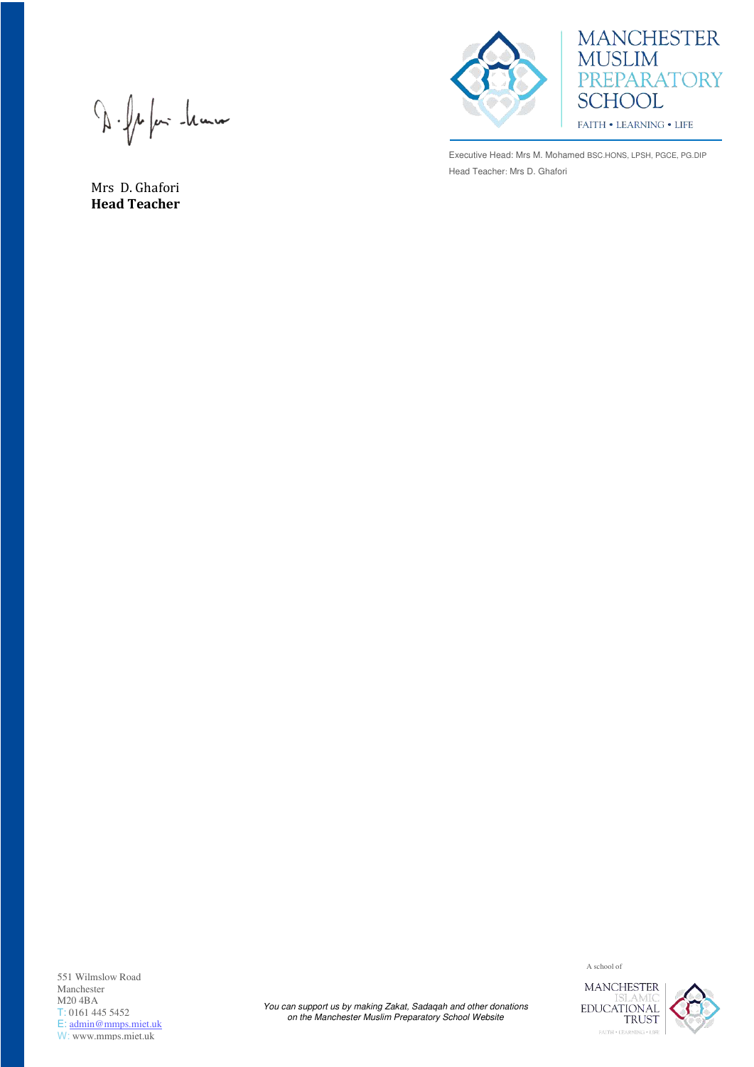Mrs D. Ghafori
**Head Teacher**